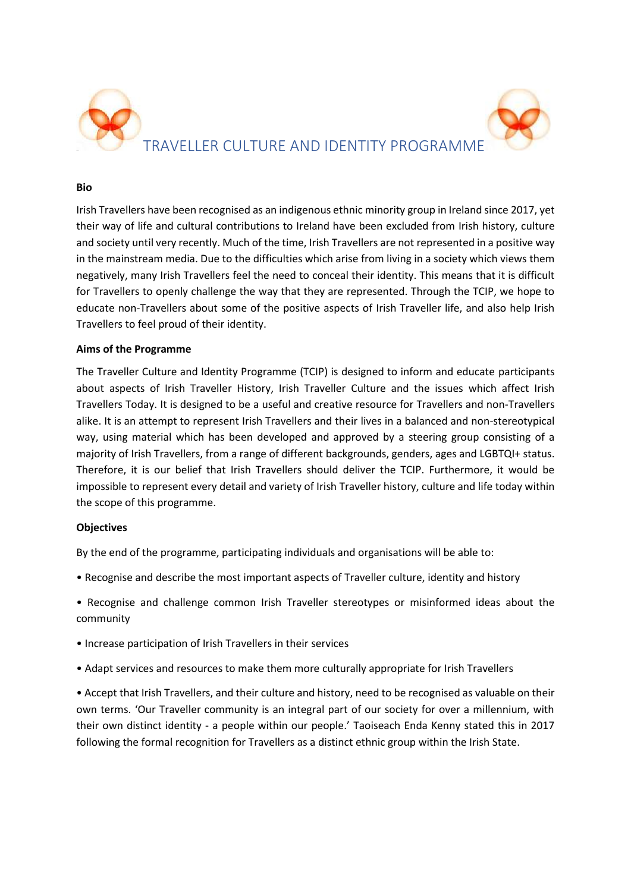# TRAVELLER CULTURE AND IDENTITY PROGRAMME

**Bio**

Irish Travellers have been recognised as an indigenous ethnic minority group in Ireland since 2017, yet their way of life and cultural contributions to Ireland have been excluded from Irish history, culture and society until very recently. Much of the time, Irish Travellers are not represented in a positive way in the mainstream media. Due to the difficulties which arise from living in a society which views them negatively, many Irish Travellers feel the need to conceal their identity. This means that it is difficult for Travellers to openly challenge the way that they are represented. Through the TCIP, we hope to educate non-Travellers about some of the positive aspects of Irish Traveller life, and also help Irish Travellers to feel proud of their identity.

**Aims of the Programme**

The Traveller Culture and Identity Programme (TCIP) is designed to inform and educate participants about aspects of Irish Traveller History, Irish Traveller Culture and the issues which affect Irish Travellers Today. It is designed to be a useful and creative resource for Travellers and non-Travellers alike. It is an attempt to represent Irish Travellers and their lives in a balanced and non-stereotypical way, using material which has been developed and approved by a steering group consisting of a majority of Irish Travellers, from a range of different backgrounds, genders, ages and LGBTQI+ status. Therefore, it is our belief that Irish Travellers should deliver the TCIP. Furthermore, it would be impossible to represent every detail and variety of Irish Traveller history, culture and life today within the scope of this programme.

**Objectives**

By the end of the programme, participating individuals and organisations will be able to:

- Recognise and describe the most important aspects of Traveller culture, identity and history
- Recognise and challenge common Irish Traveller stereotypes or misinformed ideas about the community
- Increase participation of Irish Travellers in their services
- Adapt services and resources to make them more culturally appropriate for Irish Travellers
- Accept that Irish Travellers, and their culture and history, need to be recognised as valuable on their own terms. 'Our Traveller community is an integral part of our society for over a millennium, with their own distinct identity - a people within our people.' Taoiseach Enda Kenny stated this in 2017 following the formal recognition for Travellers as a distinct ethnic group within the Irish State.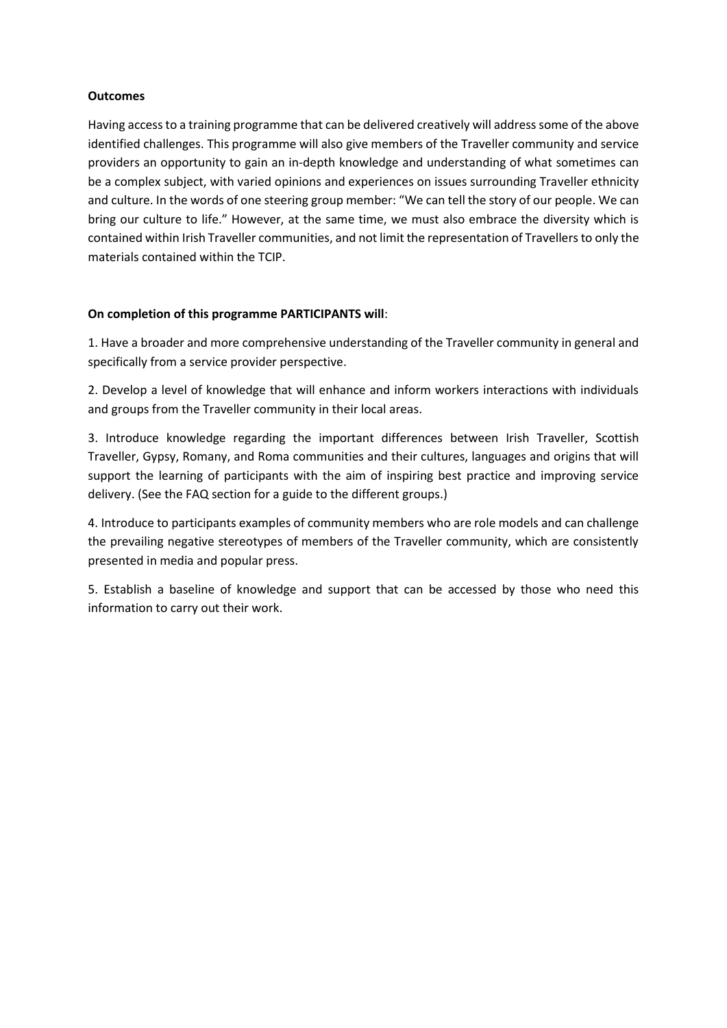**Outcomes**

Having access to a training programme that can be delivered creatively will address some of the above identified challenges. This programme will also give members of the Traveller community and service providers an opportunity to gain an in-depth knowledge and understanding of what sometimes can be a complex subject, with varied opinions and experiences on issues surrounding Traveller ethnicity and culture. In the words of one steering group member: "We can tell the story of our people. We can bring our culture to life." However, at the same time, we must also embrace the diversity which is contained within Irish Traveller communities, and not limit the representation of Travellers to only the materials contained within the TCIP.

**On completion of this programme PARTICIPANTS will**:

1. Have a broader and more comprehensive understanding of the Traveller community in general and specifically from a service provider perspective.

2. Develop a level of knowledge that will enhance and inform workers interactions with individuals and groups from the Traveller community in their local areas.

3. Introduce knowledge regarding the important differences between Irish Traveller, Scottish Traveller, Gypsy, Romany, and Roma communities and their cultures, languages and origins that will support the learning of participants with the aim of inspiring best practice and improving service delivery. (See the FAQ section for a guide to the different groups.)

4. Introduce to participants examples of community members who are role models and can challenge the prevailing negative stereotypes of members of the Traveller community, which are consistently presented in media and popular press.

5. Establish a baseline of knowledge and support that can be accessed by those who need this information to carry out their work.